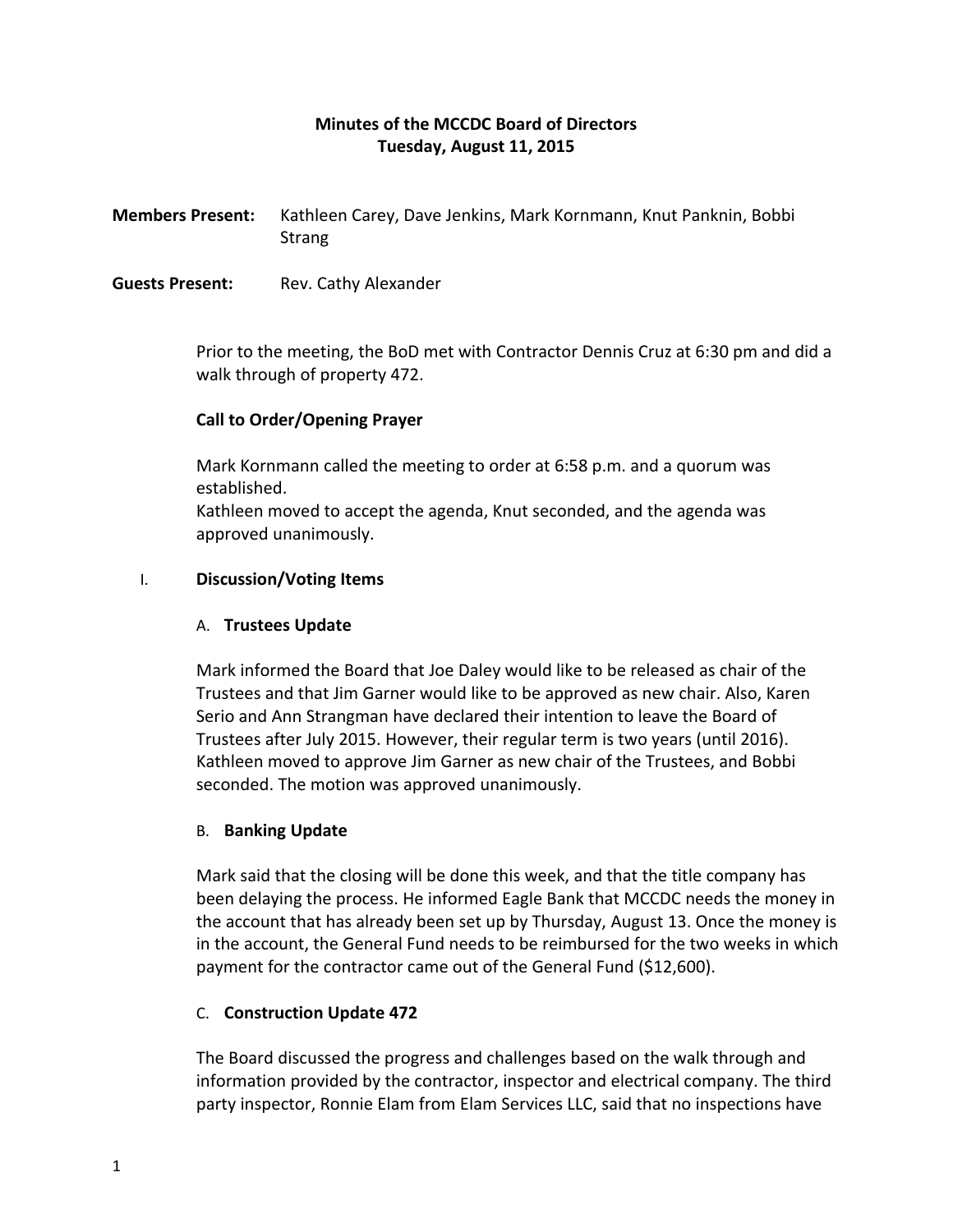# Minutes of the MCCDC Board of Directors
## Tuesday, August 11, 2015

**Members Present:** Kathleen Carey, Dave Jenkins, Mark Kornmann, Knut Panknin, Bobbi Strang

**Guests Present:** Rev. Cathy Alexander

Prior to the meeting, the BoD met with Contractor Dennis Cruz at 6:30 pm and did a walk through of property 472.

**Call to Order/Opening Prayer**

Mark Kornmann called the meeting to order at 6:58 p.m. and a quorum was established.
Kathleen moved to accept the agenda, Knut seconded, and the agenda was approved unanimously.

I. **Discussion/Voting Items**

A. **Trustees Update**

Mark informed the Board that Joe Daley would like to be released as chair of the Trustees and that Jim Garner would like to be approved as new chair. Also, Karen Serio and Ann Strangman have declared their intention to leave the Board of Trustees after July 2015. However, their regular term is two years (until 2016). Kathleen moved to approve Jim Garner as new chair of the Trustees, and Bobbi seconded. The motion was approved unanimously.

B. **Banking Update**

Mark said that the closing will be done this week, and that the title company has been delaying the process. He informed Eagle Bank that MCCDC needs the money in the account that has already been set up by Thursday, August 13. Once the money is in the account, the General Fund needs to be reimbursed for the two weeks in which payment for the contractor came out of the General Fund ($12,600).

C. **Construction Update 472**

The Board discussed the progress and challenges based on the walk through and information provided by the contractor, inspector and electrical company. The third party inspector, Ronnie Elam from Elam Services LLC, said that no inspections have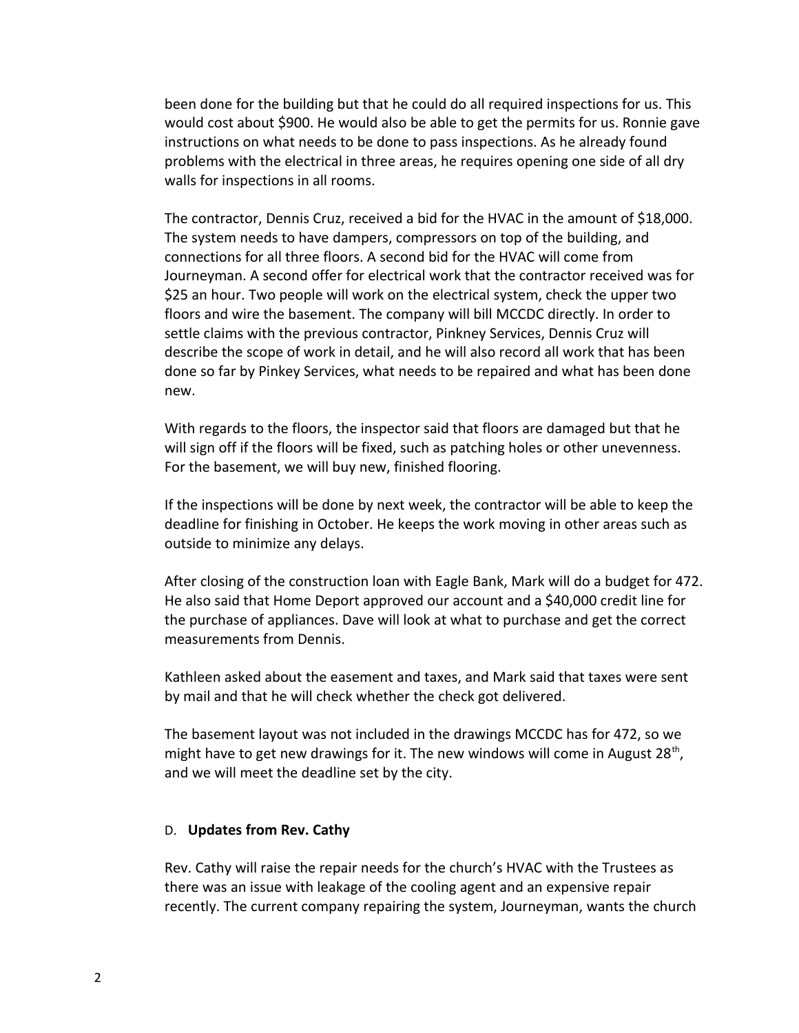been done for the building but that he could do all required inspections for us. This would cost about $900. He would also be able to get the permits for us. Ronnie gave instructions on what needs to be done to pass inspections. As he already found problems with the electrical in three areas, he requires opening one side of all dry walls for inspections in all rooms.

The contractor, Dennis Cruz, received a bid for the HVAC in the amount of $18,000. The system needs to have dampers, compressors on top of the building, and connections for all three floors. A second bid for the HVAC will come from Journeyman. A second offer for electrical work that the contractor received was for $25 an hour. Two people will work on the electrical system, check the upper two floors and wire the basement. The company will bill MCCDC directly. In order to settle claims with the previous contractor, Pinkney Services, Dennis Cruz will describe the scope of work in detail, and he will also record all work that has been done so far by Pinkey Services, what needs to be repaired and what has been done new.

With regards to the floors, the inspector said that floors are damaged but that he will sign off if the floors will be fixed, such as patching holes or other unevenness. For the basement, we will buy new, finished flooring.

If the inspections will be done by next week, the contractor will be able to keep the deadline for finishing in October. He keeps the work moving in other areas such as outside to minimize any delays.

After closing of the construction loan with Eagle Bank, Mark will do a budget for 472. He also said that Home Deport approved our account and a $40,000 credit line for the purchase of appliances. Dave will look at what to purchase and get the correct measurements from Dennis.

Kathleen asked about the easement and taxes, and Mark said that taxes were sent by mail and that he will check whether the check got delivered.

The basement layout was not included in the drawings MCCDC has for 472, so we might have to get new drawings for it. The new windows will come in August 28th, and we will meet the deadline set by the city.

D. **Updates from Rev. Cathy**

Rev. Cathy will raise the repair needs for the church's HVAC with the Trustees as there was an issue with leakage of the cooling agent and an expensive repair recently. The current company repairing the system, Journeyman, wants the church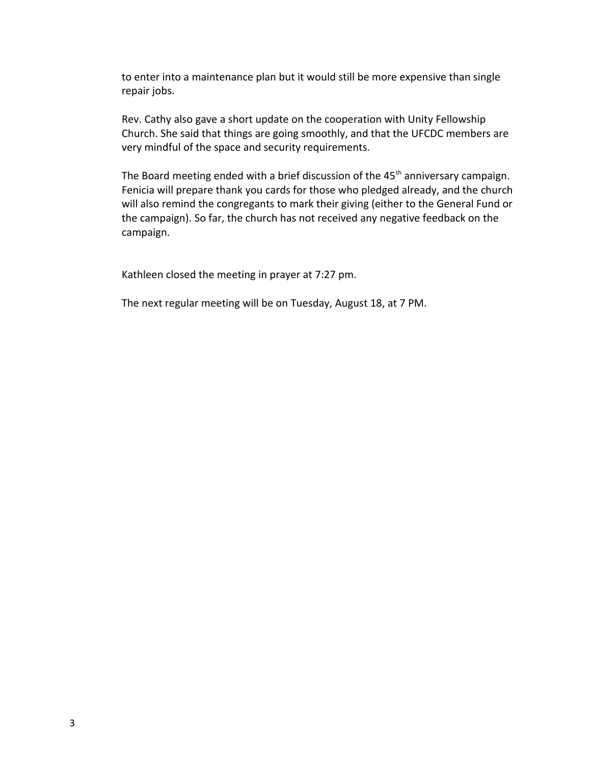to enter into a maintenance plan but it would still be more expensive than single repair jobs.

Rev. Cathy also gave a short update on the cooperation with Unity Fellowship Church. She said that things are going smoothly, and that the UFCDC members are very mindful of the space and security requirements.

The Board meeting ended with a brief discussion of the 45th anniversary campaign. Fenicia will prepare thank you cards for those who pledged already, and the church will also remind the congregants to mark their giving (either to the General Fund or the campaign). So far, the church has not received any negative feedback on the campaign.

Kathleen closed the meeting in prayer at 7:27 pm.

The next regular meeting will be on Tuesday, August 18, at 7 PM.